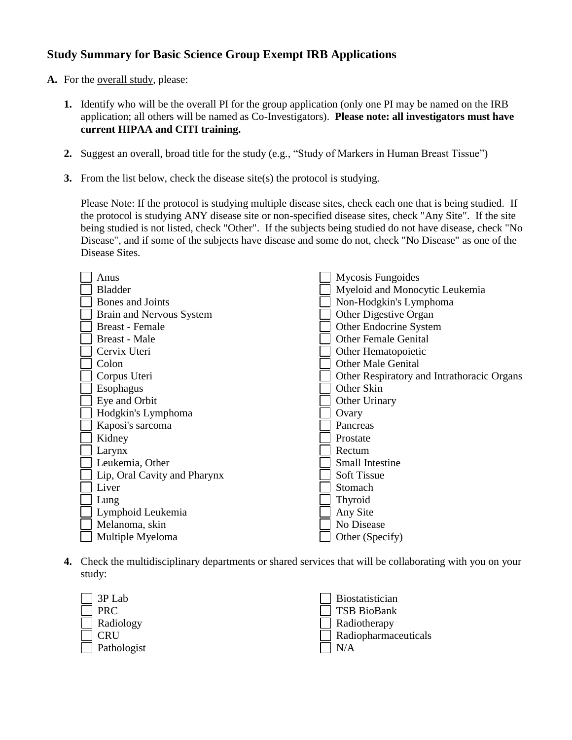## Study Summary for Basic Science Group Exempt IRB Applications

**A.** For the overall study, please:

1. Identify who will be the overall PI for the group application (only one PI may be named on the IRB application; all others will be named as Co-Investigators). **Please note: all investigators must have current HIPAA and CITI training.**

2. Suggest an overall, broad title for the study (e.g., "Study of Markers in Human Breast Tissue")

3. From the list below, check the disease site(s) the protocol is studying.

   Please Note: If the protocol is studying multiple disease sites, check each one that is being studied. If the protocol is studying ANY disease site or non-specified disease sites, check "Any Site". If the site being studied is not listed, check "Other". If the subjects being studied do not have disease, check "No Disease", and if some of the subjects have disease and some do not, check "No Disease" as one of the Disease Sites.

   - [ ] Anus
   - [ ] Bladder
   - [ ] Bones and Joints
   - [ ] Brain and Nervous System
   - [ ] Breast - Female
   - [ ] Breast - Male
   - [ ] Cervix Uteri
   - [ ] Colon
   - [ ] Corpus Uteri
   - [ ] Esophagus
   - [ ] Eye and Orbit
   - [ ] Hodgkin's Lymphoma
   - [ ] Kaposi's sarcoma
   - [ ] Kidney
   - [ ] Larynx
   - [ ] Leukemia, Other
   - [ ] Lip, Oral Cavity and Pharynx
   - [ ] Liver
   - [ ] Lung
   - [ ] Lymphoid Leukemia
   - [ ] Melanoma, skin
   - [ ] Multiple Myeloma
   - [ ] Mycosis Fungoides
   - [ ] Myeloid and Monocytic Leukemia
   - [ ] Non-Hodgkin's Lymphoma
   - [ ] Other Digestive Organ
   - [ ] Other Endocrine System
   - [ ] Other Female Genital
   - [ ] Other Hematopoietic
   - [ ] Other Male Genital
   - [ ] Other Respiratory and Intrathoracic Organs
   - [ ] Other Skin
   - [ ] Other Urinary
   - [ ] Ovary
   - [ ] Pancreas
   - [ ] Prostate
   - [ ] Rectum
   - [ ] Small Intestine
   - [ ] Soft Tissue
   - [ ] Stomach
   - [ ] Thyroid
   - [ ] Any Site
   - [ ] No Disease
   - [ ] Other (Specify)

4. Check the multidisciplinary departments or shared services that will be collaborating with you on your study:

   - [ ] 3P Lab
   - [ ] PRC
   - [ ] Radiology
   - [ ] CRU
   - [ ] Pathologist
   - [ ] Biostatistician
   - [ ] TSB BioBank
   - [ ] Radiotherapy
   - [ ] Radiopharmaceuticals
   - [ ] N/A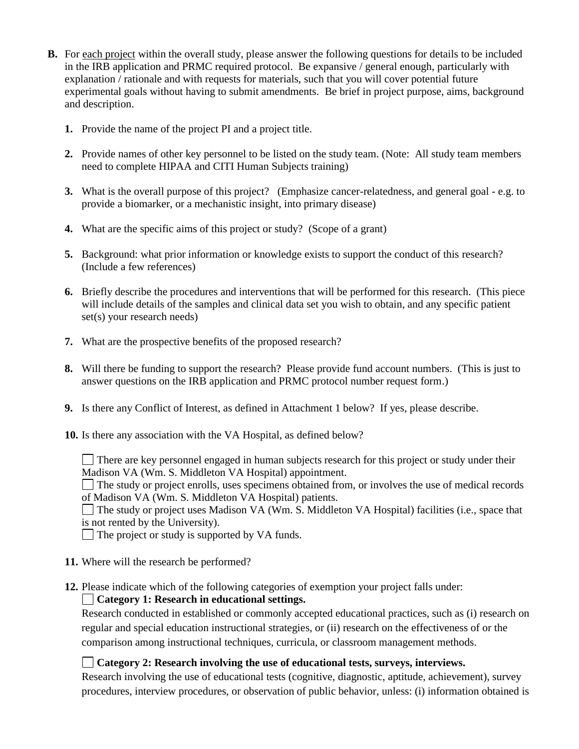**B.** For <u>each project</u> within the overall study, please answer the following questions for details to be included in the IRB application and PRMC required protocol. Be expansive / general enough, particularly with explanation / rationale and with requests for materials, such that you will cover potential future experimental goals without having to submit amendments. Be brief in project purpose, aims, background and description.

1. Provide the name of the project PI and a project title.

2. Provide names of other key personnel to be listed on the study team. (Note: All study team members need to complete HIPAA and CITI Human Subjects training)

3. What is the overall purpose of this project? (Emphasize cancer-relatedness, and general goal - e.g. to provide a biomarker, or a mechanistic insight, into primary disease)

4. What are the specific aims of this project or study? (Scope of a grant)

5. Background: what prior information or knowledge exists to support the conduct of this research? (Include a few references)

6. Briefly describe the procedures and interventions that will be performed for this research. (This piece will include details of the samples and clinical data set you wish to obtain, and any specific patient set(s) your research needs)

7. What are the prospective benefits of the proposed research?

8. Will there be funding to support the research? Please provide fund account numbers. (This is just to answer questions on the IRB application and PRMC protocol number request form.)

9. Is there any Conflict of Interest, as defined in Attachment 1 below? If yes, please describe.

10. Is there any association with the VA Hospital, as defined below?

    ☐ There are key personnel engaged in human subjects research for this project or study under their Madison VA (Wm. S. Middleton VA Hospital) appointment.
    ☐ The study or project enrolls, uses specimens obtained from, or involves the use of medical records of Madison VA (Wm. S. Middleton VA Hospital) patients.
    ☐ The study or project uses Madison VA (Wm. S. Middleton VA Hospital) facilities (i.e., space that is not rented by the University).
    ☐ The project or study is supported by VA funds.

11. Where will the research be performed?

12. Please indicate which of the following categories of exemption your project falls under:

    ☐ **Category 1: Research in educational settings.**
    Research conducted in established or commonly accepted educational practices, such as (i) research on regular and special education instructional strategies, or (ii) research on the effectiveness of or the comparison among instructional techniques, curricula, or classroom management methods.

    ☐ **Category 2: Research involving the use of educational tests, surveys, interviews.**
    Research involving the use of educational tests (cognitive, diagnostic, aptitude, achievement), survey procedures, interview procedures, or observation of public behavior, unless: (i) information obtained is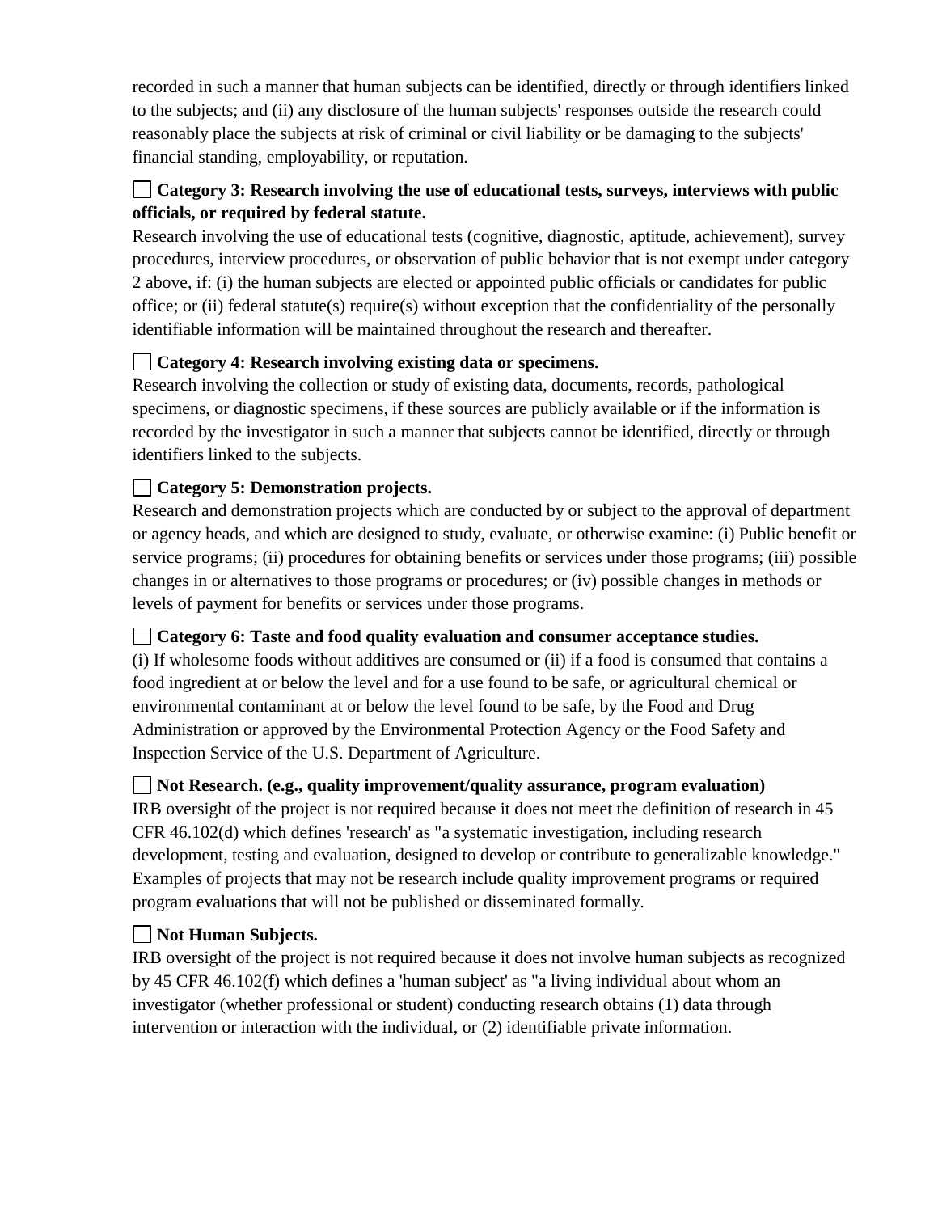recorded in such a manner that human subjects can be identified, directly or through identifiers linked to the subjects; and (ii) any disclosure of the human subjects' responses outside the research could reasonably place the subjects at risk of criminal or civil liability or be damaging to the subjects' financial standing, employability, or reputation.

☐ **Category 3: Research involving the use of educational tests, surveys, interviews with public officials, or required by federal statute.**
Research involving the use of educational tests (cognitive, diagnostic, aptitude, achievement), survey procedures, interview procedures, or observation of public behavior that is not exempt under category 2 above, if: (i) the human subjects are elected or appointed public officials or candidates for public office; or (ii) federal statute(s) require(s) without exception that the confidentiality of the personally identifiable information will be maintained throughout the research and thereafter.

☐ **Category 4: Research involving existing data or specimens.**
Research involving the collection or study of existing data, documents, records, pathological specimens, or diagnostic specimens, if these sources are publicly available or if the information is recorded by the investigator in such a manner that subjects cannot be identified, directly or through identifiers linked to the subjects.

☐ **Category 5: Demonstration projects.**
Research and demonstration projects which are conducted by or subject to the approval of department or agency heads, and which are designed to study, evaluate, or otherwise examine: (i) Public benefit or service programs; (ii) procedures for obtaining benefits or services under those programs; (iii) possible changes in or alternatives to those programs or procedures; or (iv) possible changes in methods or levels of payment for benefits or services under those programs.

☐ **Category 6: Taste and food quality evaluation and consumer acceptance studies.**
(i) If wholesome foods without additives are consumed or (ii) if a food is consumed that contains a food ingredient at or below the level and for a use found to be safe, or agricultural chemical or environmental contaminant at or below the level found to be safe, by the Food and Drug Administration or approved by the Environmental Protection Agency or the Food Safety and Inspection Service of the U.S. Department of Agriculture.

☐ **Not Research. (e.g., quality improvement/quality assurance, program evaluation)**
IRB oversight of the project is not required because it does not meet the definition of research in 45 CFR 46.102(d) which defines 'research' as "a systematic investigation, including research development, testing and evaluation, designed to develop or contribute to generalizable knowledge." Examples of projects that may not be research include quality improvement programs or required program evaluations that will not be published or disseminated formally.

☐ **Not Human Subjects.**
IRB oversight of the project is not required because it does not involve human subjects as recognized by 45 CFR 46.102(f) which defines a 'human subject' as "a living individual about whom an investigator (whether professional or student) conducting research obtains (1) data through intervention or interaction with the individual, or (2) identifiable private information.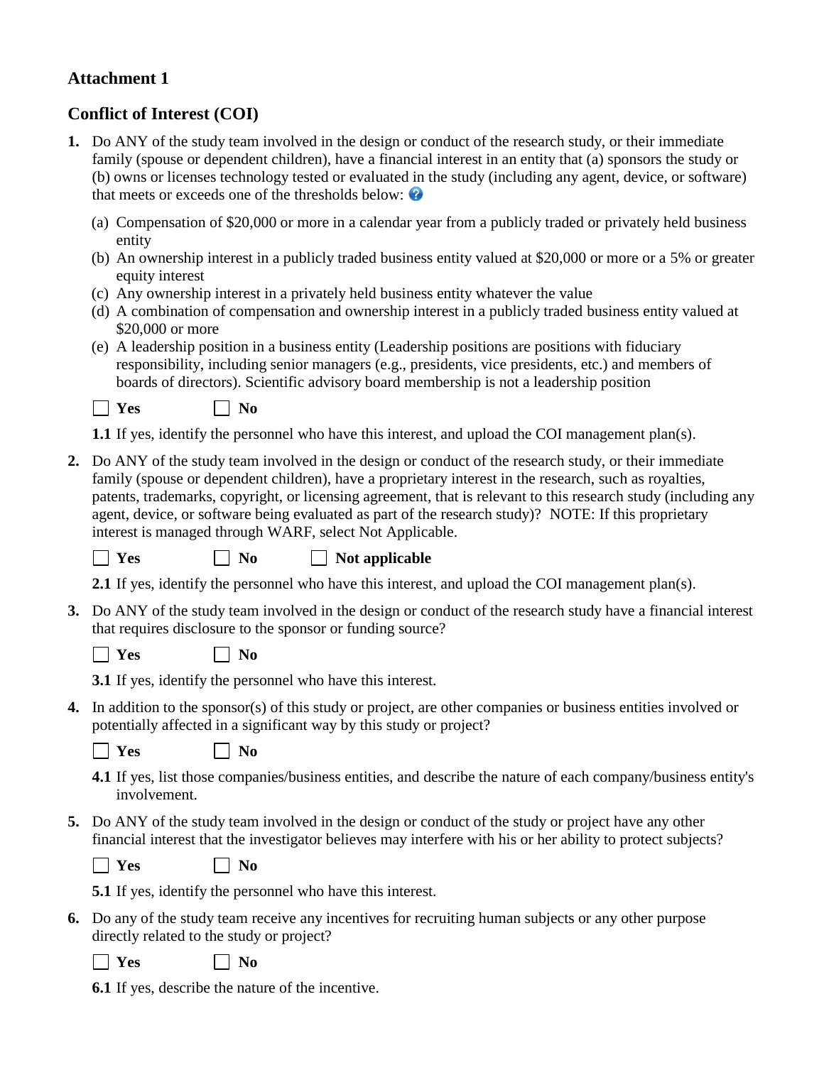## Attachment 1

## Conflict of Interest (COI)

1. Do ANY of the study team involved in the design or conduct of the research study, or their immediate family (spouse or dependent children), have a financial interest in an entity that (a) sponsors the study or (b) owns or licenses technology tested or evaluated in the study (including any agent, device, or software) that meets or exceeds one of the thresholds below:

   (a) Compensation of $20,000 or more in a calendar year from a publicly traded or privately held business entity

   (b) An ownership interest in a publicly traded business entity valued at $20,000 or more or a 5% or greater equity interest

   (c) Any ownership interest in a privately held business entity whatever the value

   (d) A combination of compensation and ownership interest in a publicly traded business entity valued at $20,000 or more

   (e) A leadership position in a business entity (Leadership positions are positions with fiduciary responsibility, including senior managers (e.g., presidents, vice presidents, etc.) and members of boards of directors). Scientific advisory board membership is not a leadership position

   ☐ **Yes** ☐ **No**

   **1.1** If yes, identify the personnel who have this interest, and upload the COI management plan(s).

2. Do ANY of the study team involved in the design or conduct of the research study, or their immediate family (spouse or dependent children), have a proprietary interest in the research, such as royalties, patents, trademarks, copyright, or licensing agreement, that is relevant to this research study (including any agent, device, or software being evaluated as part of the research study)? NOTE: If this proprietary interest is managed through WARF, select Not Applicable.

   ☐ **Yes** ☐ **No** ☐ **Not applicable**

   **2.1** If yes, identify the personnel who have this interest, and upload the COI management plan(s).

3. Do ANY of the study team involved in the design or conduct of the research study have a financial interest that requires disclosure to the sponsor or funding source?

   ☐ **Yes** ☐ **No**

   **3.1** If yes, identify the personnel who have this interest.

4. In addition to the sponsor(s) of this study or project, are other companies or business entities involved or potentially affected in a significant way by this study or project?

   ☐ **Yes** ☐ **No**

   **4.1** If yes, list those companies/business entities, and describe the nature of each company/business entity's involvement.

5. Do ANY of the study team involved in the design or conduct of the study or project have any other financial interest that the investigator believes may interfere with his or her ability to protect subjects?

   ☐ **Yes** ☐ **No**

   **5.1** If yes, identify the personnel who have this interest.

6. Do any of the study team receive any incentives for recruiting human subjects or any other purpose directly related to the study or project?

   ☐ **Yes** ☐ **No**

   **6.1** If yes, describe the nature of the incentive.